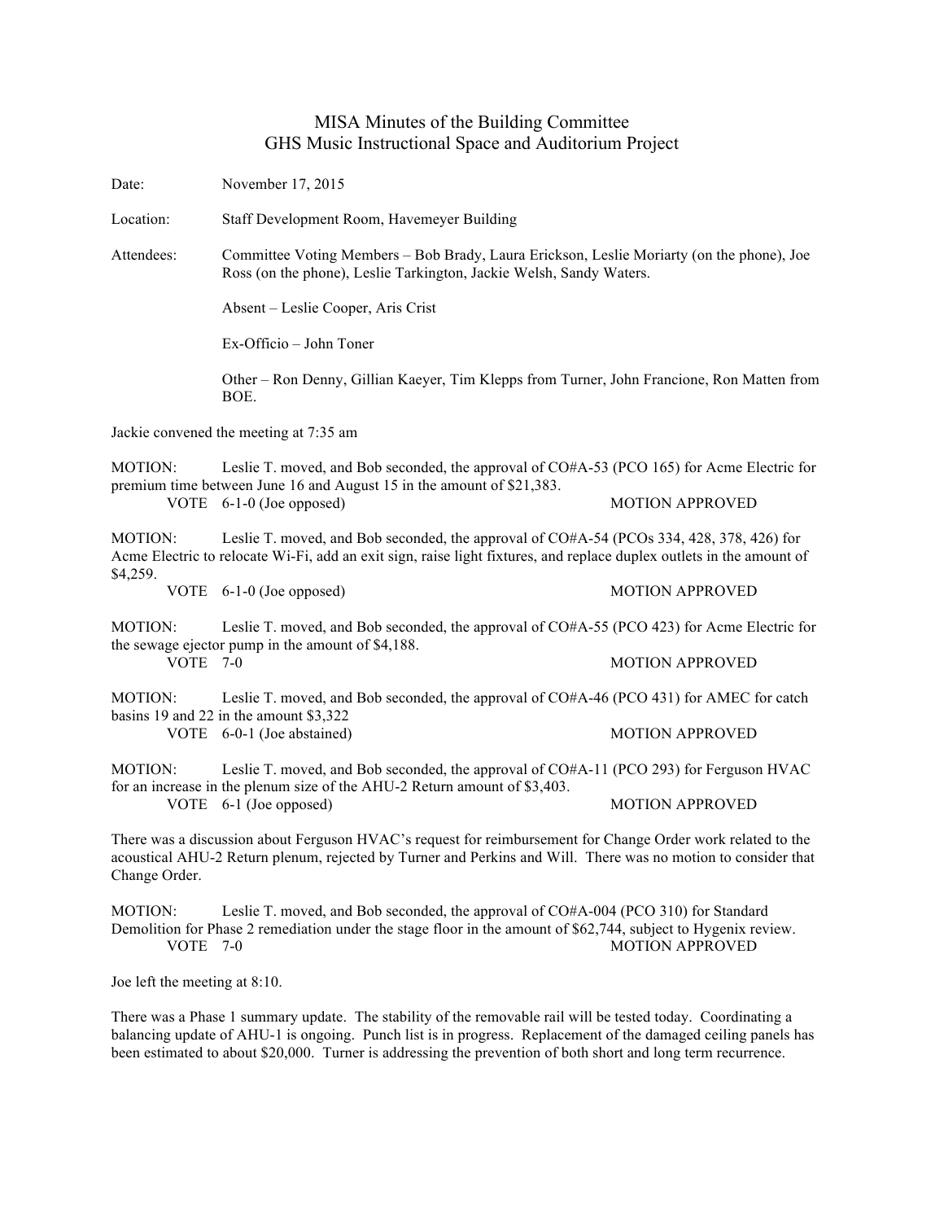# MISA Minutes of the Building Committee
## GHS Music Instructional Space and Auditorium Project

Date: November 17, 2015

Location: Staff Development Room, Havemeyer Building

Attendees: Committee Voting Members – Bob Brady, Laura Erickson, Leslie Moriarty (on the phone), Joe Ross (on the phone), Leslie Tarkington, Jackie Welsh, Sandy Waters.

Absent – Leslie Cooper, Aris Crist

Ex-Officio – John Toner

Other – Ron Denny, Gillian Kaeyer, Tim Klepps from Turner, John Francione, Ron Matten from BOE.

Jackie convened the meeting at 7:35 am

MOTION: Leslie T. moved, and Bob seconded, the approval of CO#A-53 (PCO 165) for Acme Electric for premium time between June 16 and August 15 in the amount of $21,383.
VOTE 6-1-0 (Joe opposed) MOTION APPROVED

MOTION: Leslie T. moved, and Bob seconded, the approval of CO#A-54 (PCOs 334, 428, 378, 426) for Acme Electric to relocate Wi-Fi, add an exit sign, raise light fixtures, and replace duplex outlets in the amount of $4,259.
VOTE 6-1-0 (Joe opposed) MOTION APPROVED

MOTION: Leslie T. moved, and Bob seconded, the approval of CO#A-55 (PCO 423) for Acme Electric for the sewage ejector pump in the amount of $4,188.
VOTE 7-0 MOTION APPROVED

MOTION: Leslie T. moved, and Bob seconded, the approval of CO#A-46 (PCO 431) for AMEC for catch basins 19 and 22 in the amount $3,322
VOTE 6-0-1 (Joe abstained) MOTION APPROVED

MOTION: Leslie T. moved, and Bob seconded, the approval of CO#A-11 (PCO 293) for Ferguson HVAC for an increase in the plenum size of the AHU-2 Return amount of $3,403.
VOTE 6-1 (Joe opposed) MOTION APPROVED

There was a discussion about Ferguson HVAC's request for reimbursement for Change Order work related to the acoustical AHU-2 Return plenum, rejected by Turner and Perkins and Will. There was no motion to consider that Change Order.

MOTION: Leslie T. moved, and Bob seconded, the approval of CO#A-004 (PCO 310) for Standard Demolition for Phase 2 remediation under the stage floor in the amount of $62,744, subject to Hygenix review.
VOTE 7-0 MOTION APPROVED

Joe left the meeting at 8:10.

There was a Phase 1 summary update. The stability of the removable rail will be tested today. Coordinating a balancing update of AHU-1 is ongoing. Punch list is in progress. Replacement of the damaged ceiling panels has been estimated to about $20,000. Turner is addressing the prevention of both short and long term recurrence.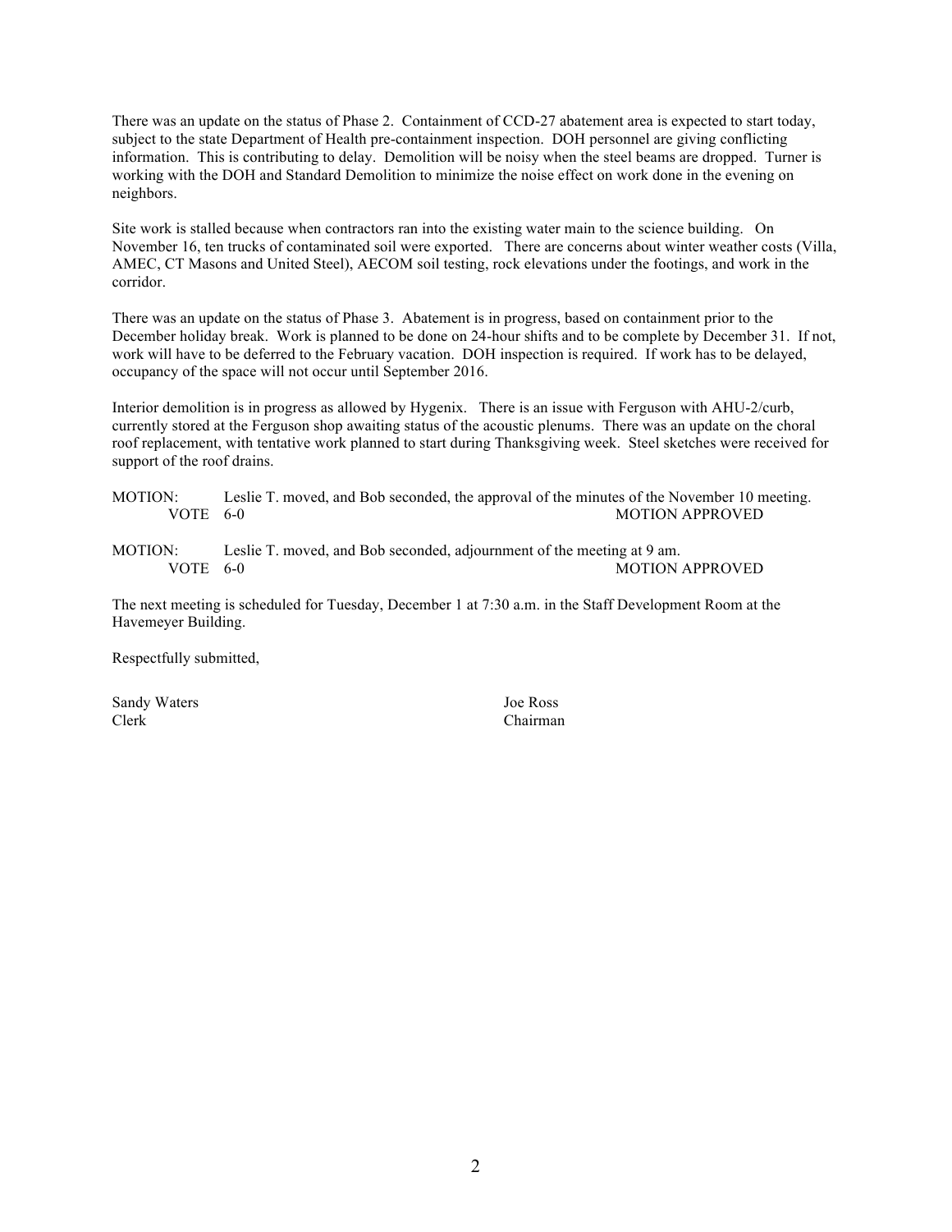There was an update on the status of Phase 2. Containment of CCD-27 abatement area is expected to start today, subject to the state Department of Health pre-containment inspection. DOH personnel are giving conflicting information. This is contributing to delay. Demolition will be noisy when the steel beams are dropped. Turner is working with the DOH and Standard Demolition to minimize the noise effect on work done in the evening on neighbors.

Site work is stalled because when contractors ran into the existing water main to the science building. On November 16, ten trucks of contaminated soil were exported. There are concerns about winter weather costs (Villa, AMEC, CT Masons and United Steel), AECOM soil testing, rock elevations under the footings, and work in the corridor.

There was an update on the status of Phase 3. Abatement is in progress, based on containment prior to the December holiday break. Work is planned to be done on 24-hour shifts and to be complete by December 31. If not, work will have to be deferred to the February vacation. DOH inspection is required. If work has to be delayed, occupancy of the space will not occur until September 2016.

Interior demolition is in progress as allowed by Hygenix. There is an issue with Ferguson with AHU-2/curb, currently stored at the Ferguson shop awaiting status of the acoustic plenums. There was an update on the choral roof replacement, with tentative work planned to start during Thanksgiving week. Steel sketches were received for support of the roof drains.

MOTION: Leslie T. moved, and Bob seconded, the approval of the minutes of the November 10 meeting.
VOTE 6-0 MOTION APPROVED

MOTION: Leslie T. moved, and Bob seconded, adjournment of the meeting at 9 am.
VOTE 6-0 MOTION APPROVED

The next meeting is scheduled for Tuesday, December 1 at 7:30 a.m. in the Staff Development Room at the Havemeyer Building.

Respectfully submitted,

Sandy Waters
Clerk

Joe Ross
Chairman